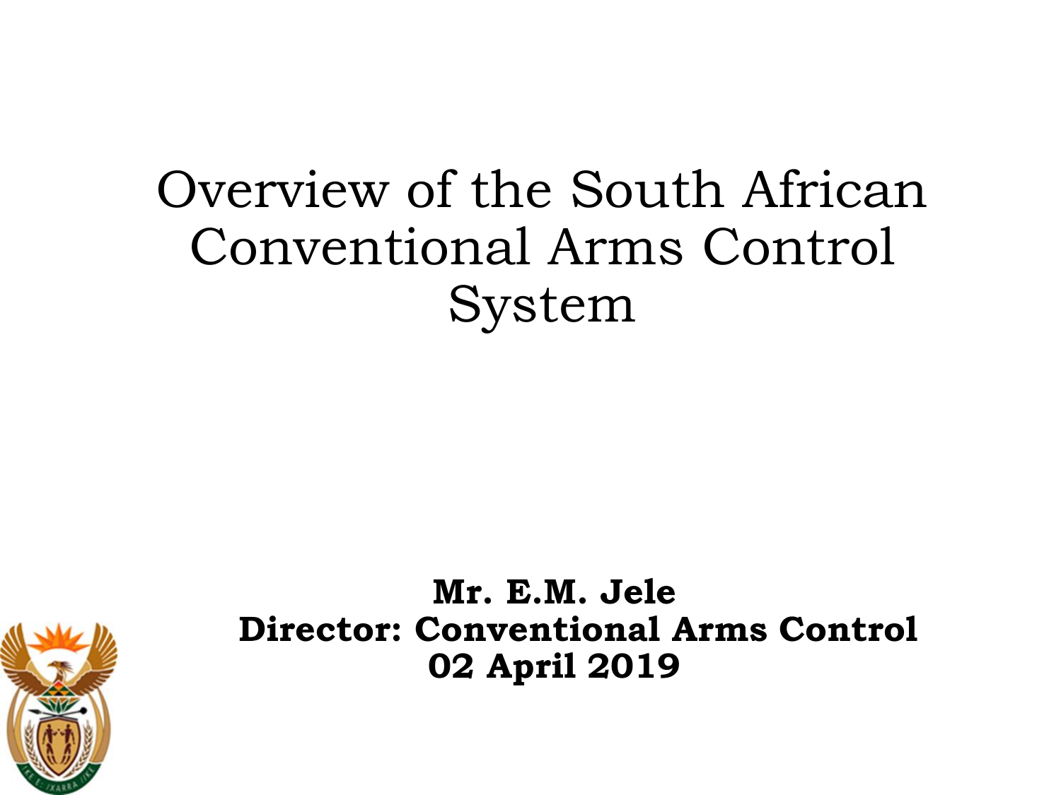# Overview of the South African Conventional Arms Control System

**Mr. E.M. Jele**
**Director: Conventional Arms Control**
**02 April 2019**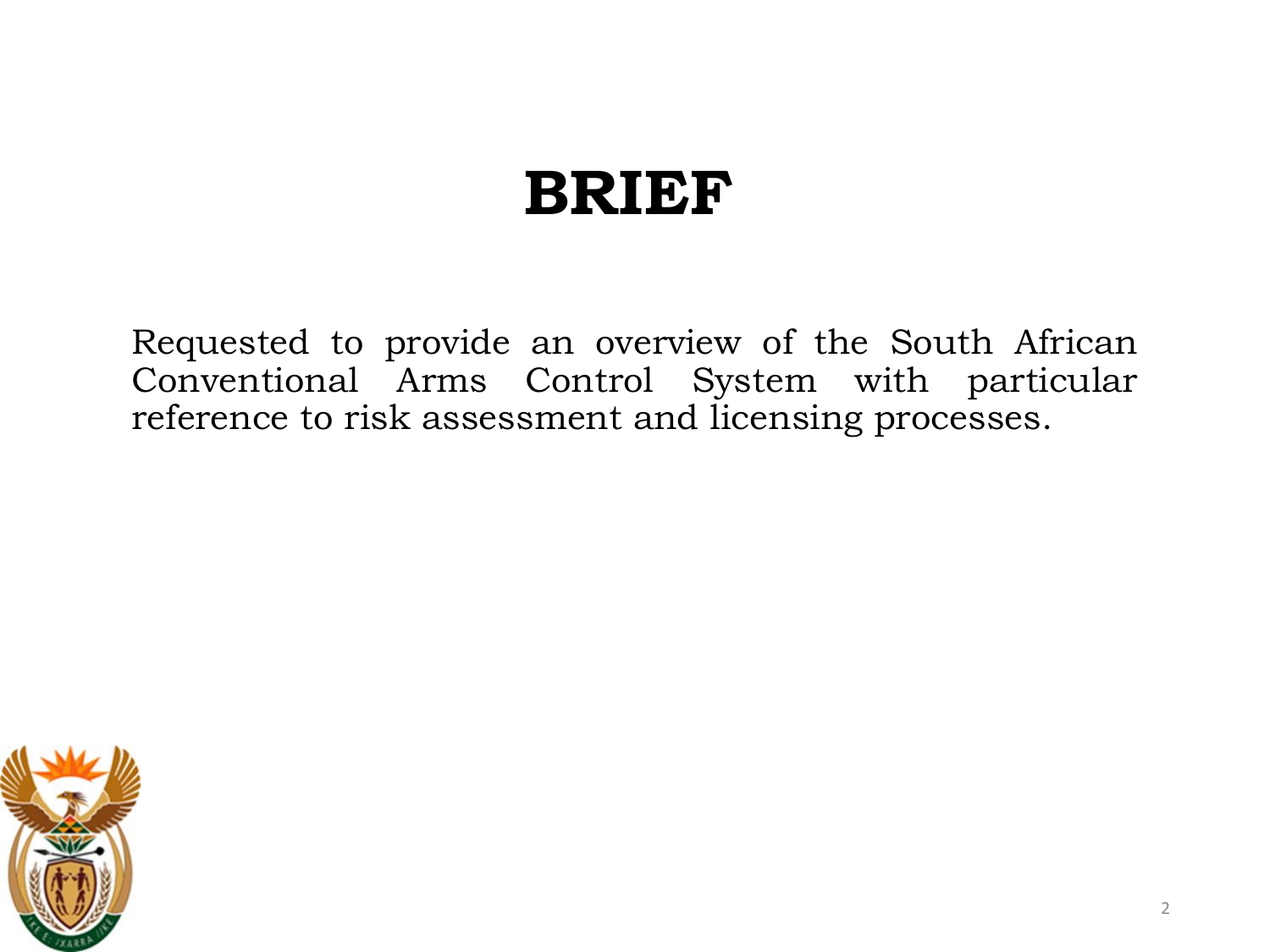# BRIEF

Requested to provide an overview of the South African Conventional Arms Control System with particular reference to risk assessment and licensing processes.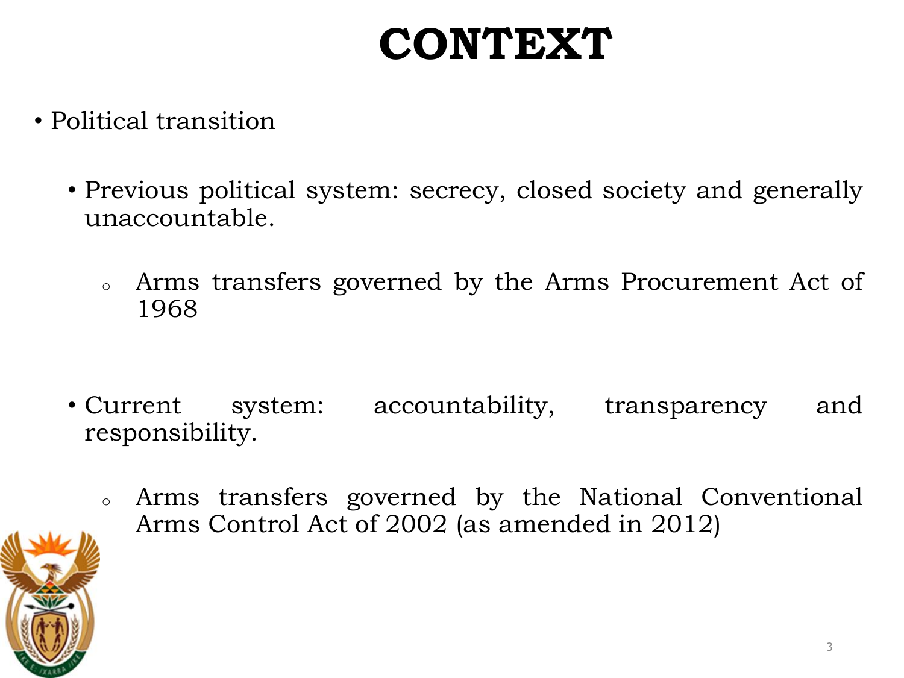# CONTEXT

- Political transition

  - Previous political system: secrecy, closed society and generally unaccountable.

    - Arms transfers governed by the Arms Procurement Act of 1968

  - Current system: accountability, transparency and responsibility.

    - Arms transfers governed by the National Conventional Arms Control Act of 2002 (as amended in 2012)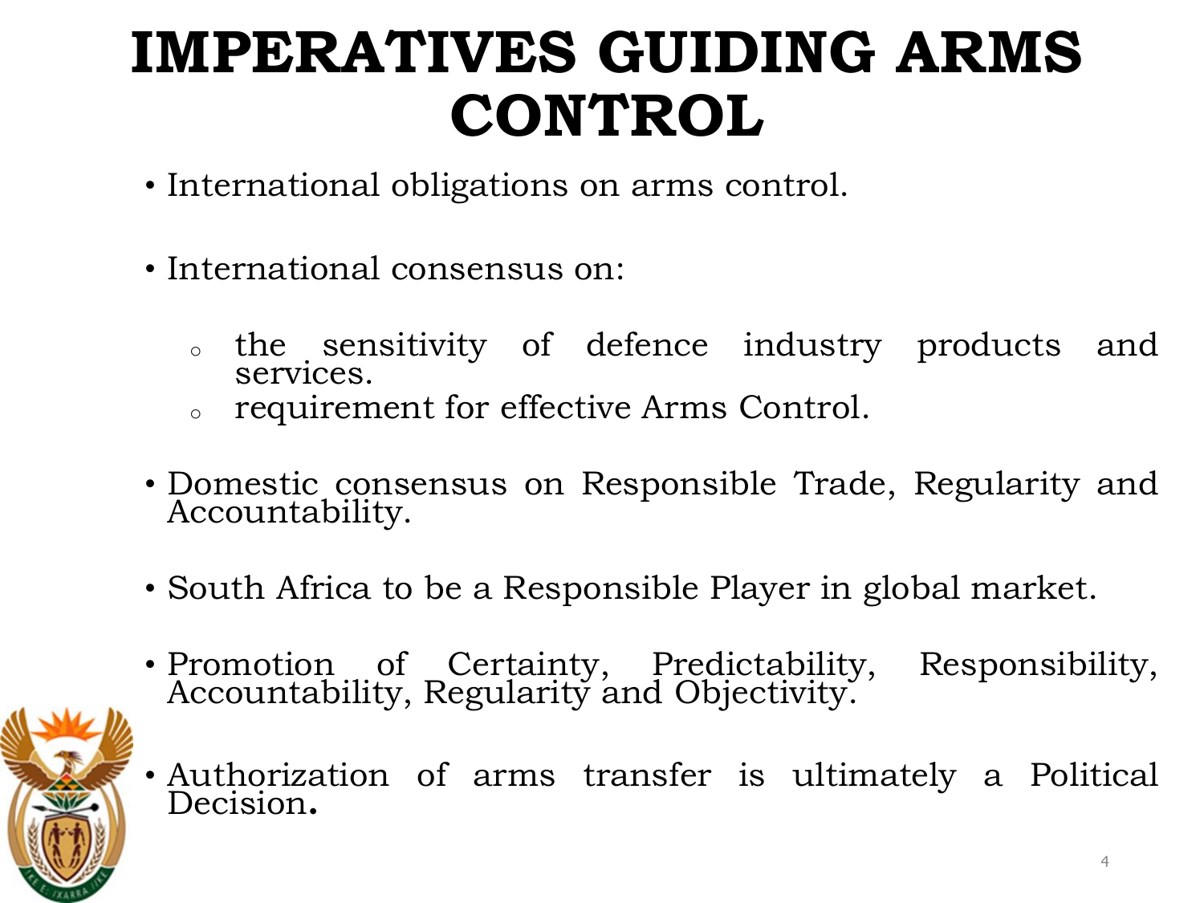# IMPERATIVES GUIDING ARMS CONTROL

- International obligations on arms control.

- International consensus on:
  - the sensitivity of defence industry products and services.
  - requirement for effective Arms Control.

- Domestic consensus on Responsible Trade, Regularity and Accountability.

- South Africa to be a Responsible Player in global market.

- Promotion of Certainty, Predictability, Responsibility, Accountability, Regularity and Objectivity.

- Authorization of arms transfer is ultimately a Political Decision**.**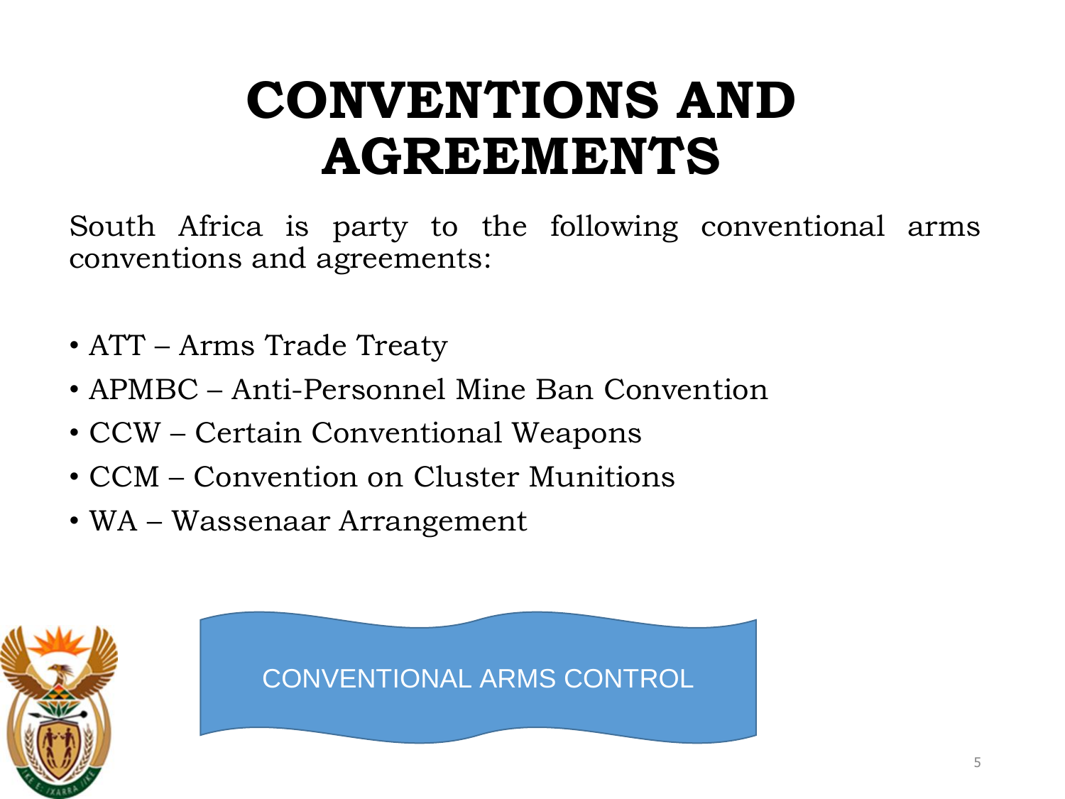# CONVENTIONS AND AGREEMENTS

South Africa is party to the following conventional arms conventions and agreements:

- ATT – Arms Trade Treaty
- APMBC – Anti-Personnel Mine Ban Convention
- CCW – Certain Conventional Weapons
- CCM – Convention on Cluster Munitions
- WA – Wassenaar Arrangement

CONVENTIONAL ARMS CONTROL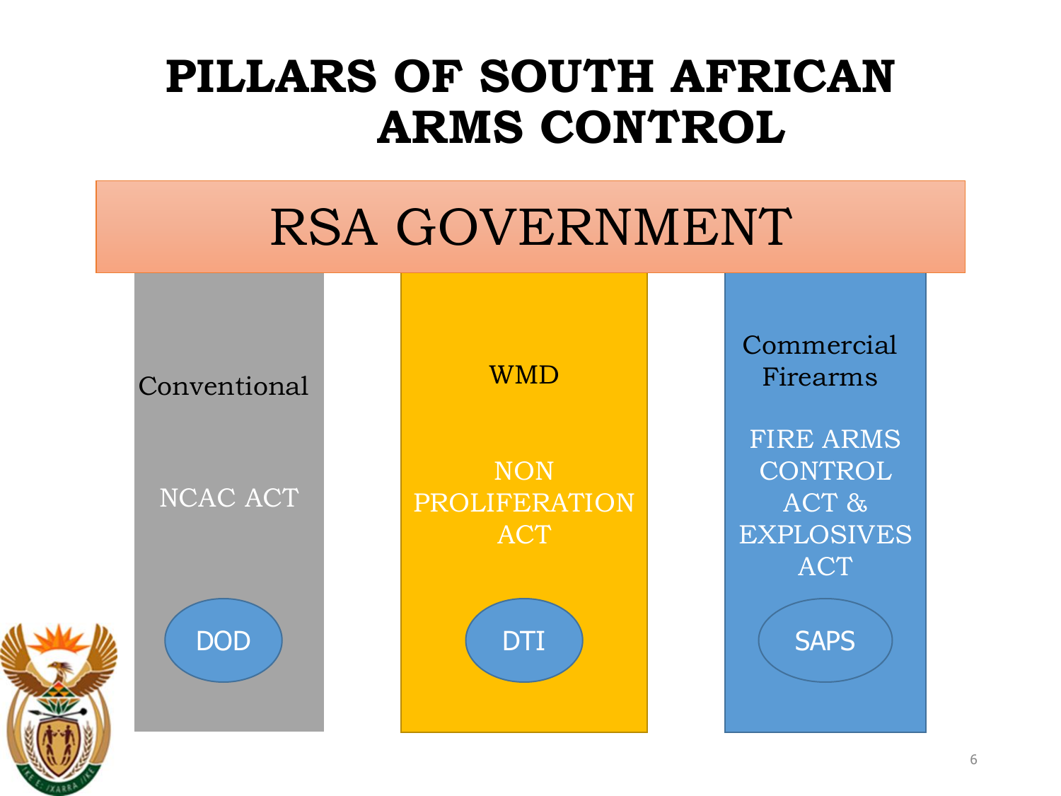# PILLARS OF SOUTH AFRICAN ARMS CONTROL

## RSA GOVERNMENT

| Conventional | WMD | Commercial Firearms |
|---|---|---|
| NCAC ACT | NON PROLIFERATION ACT | FIRE ARMS CONTROL ACT & EXPLOSIVES ACT |
| DOD | DTI | SAPS |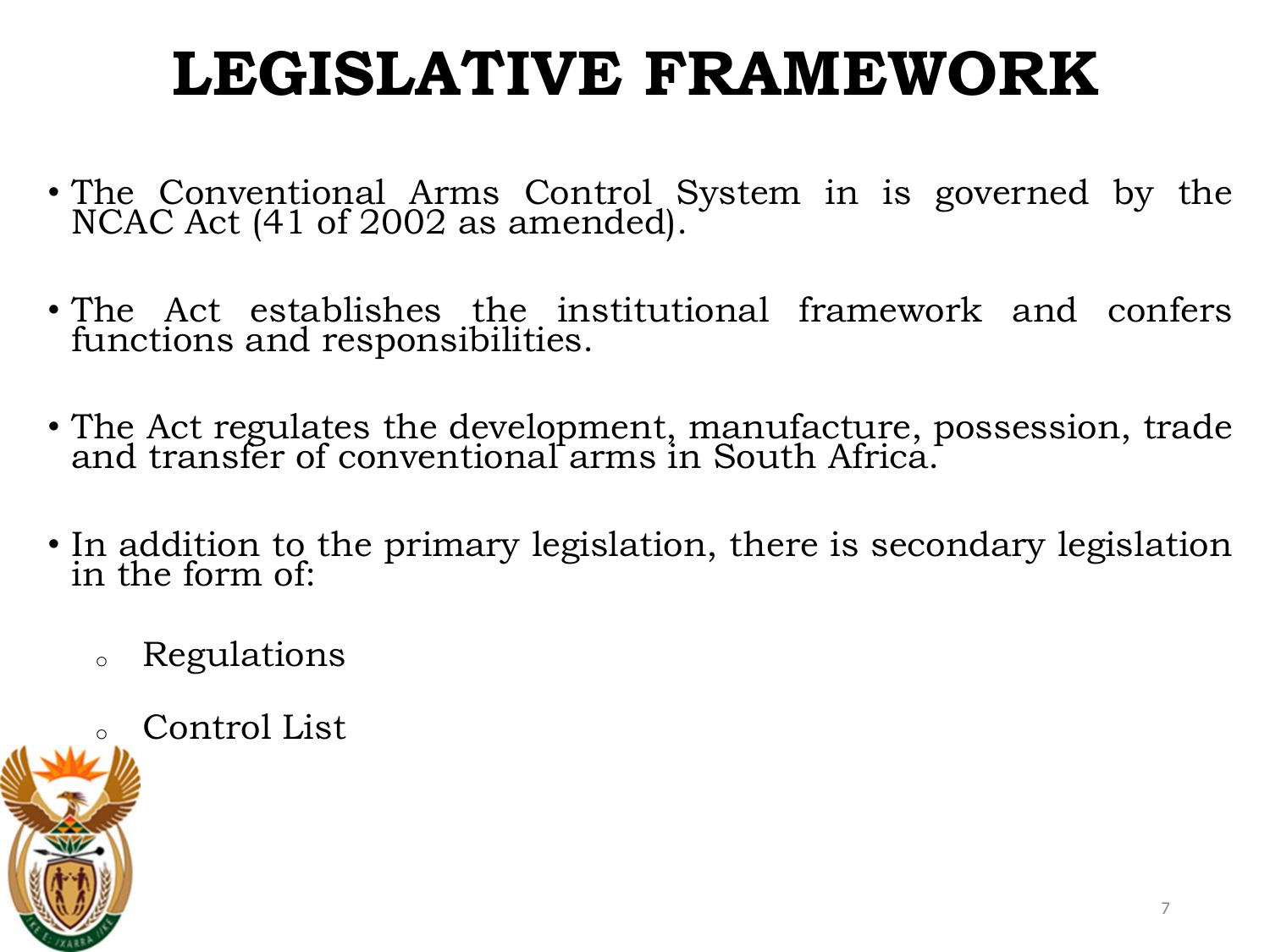# LEGISLATIVE FRAMEWORK

- The Conventional Arms Control System in is governed by the NCAC Act (41 of 2002 as amended).

- The Act establishes the institutional framework and confers functions and responsibilities.

- The Act regulates the development, manufacture, possession, trade and transfer of conventional arms in South Africa.

- In addition to the primary legislation, there is secondary legislation in the form of:
  - Regulations
  - Control List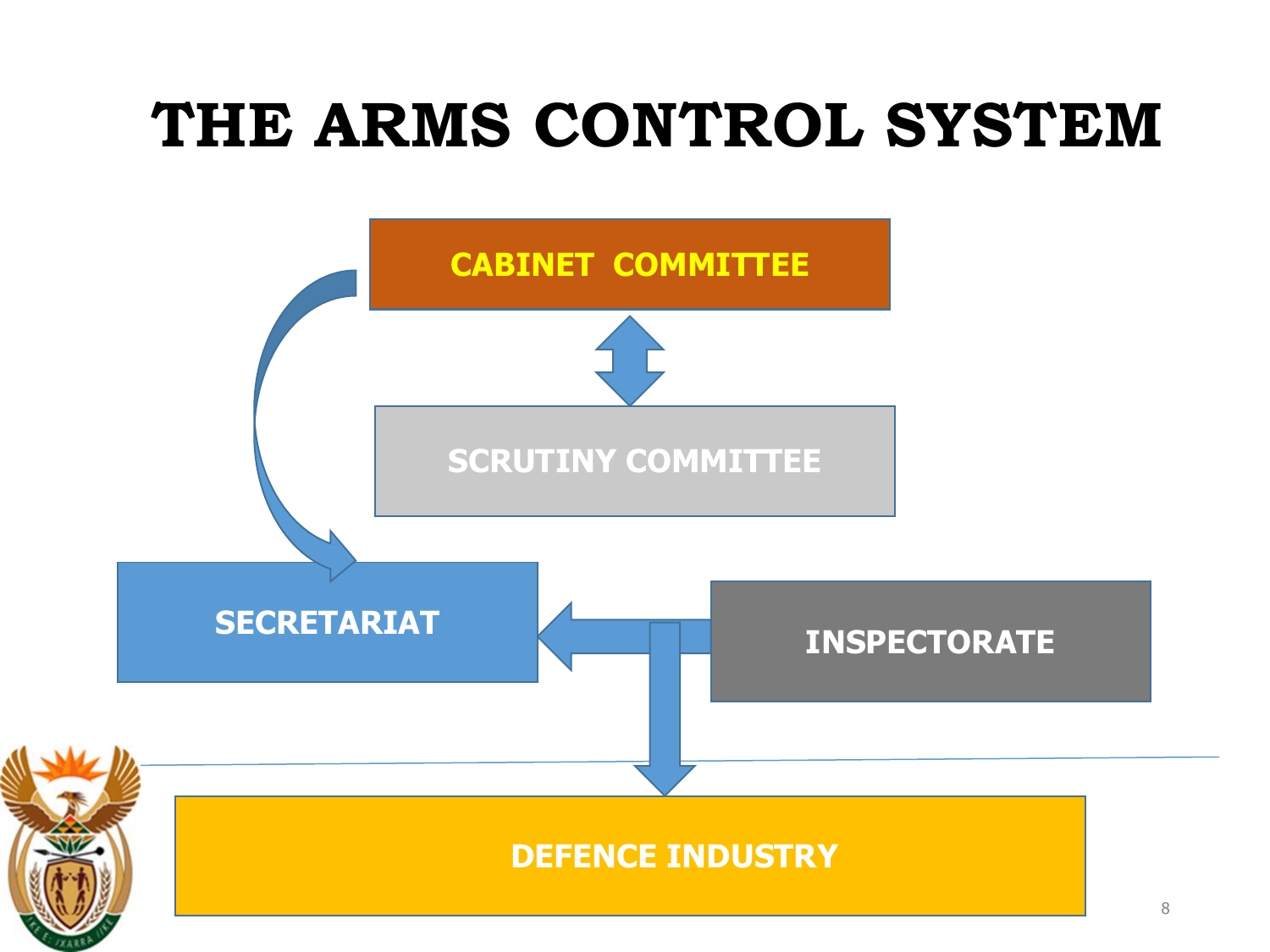# THE ARMS CONTROL SYSTEM

CABINET COMMITTEE

SCRUTINY COMMITTEE

SECRETARIAT

INSPECTORATE

DEFENCE INDUSTRY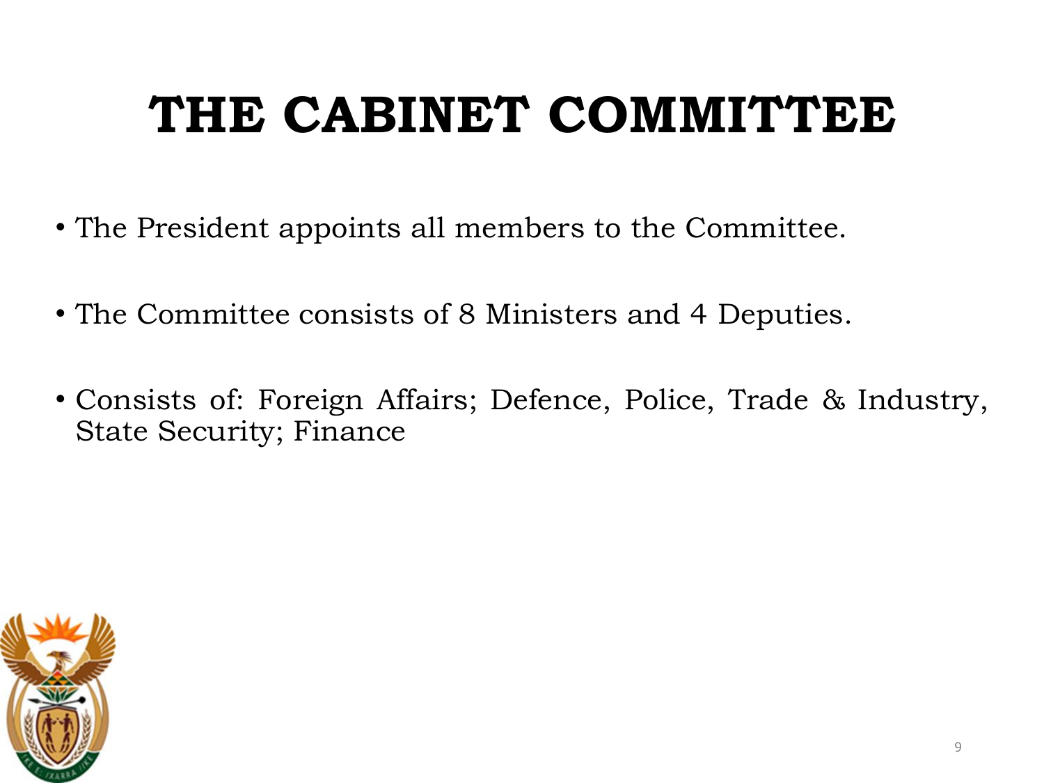# THE CABINET COMMITTEE

- The President appoints all members to the Committee.
- The Committee consists of 8 Ministers and 4 Deputies.
- Consists of: Foreign Affairs; Defence, Police, Trade & Industry, State Security; Finance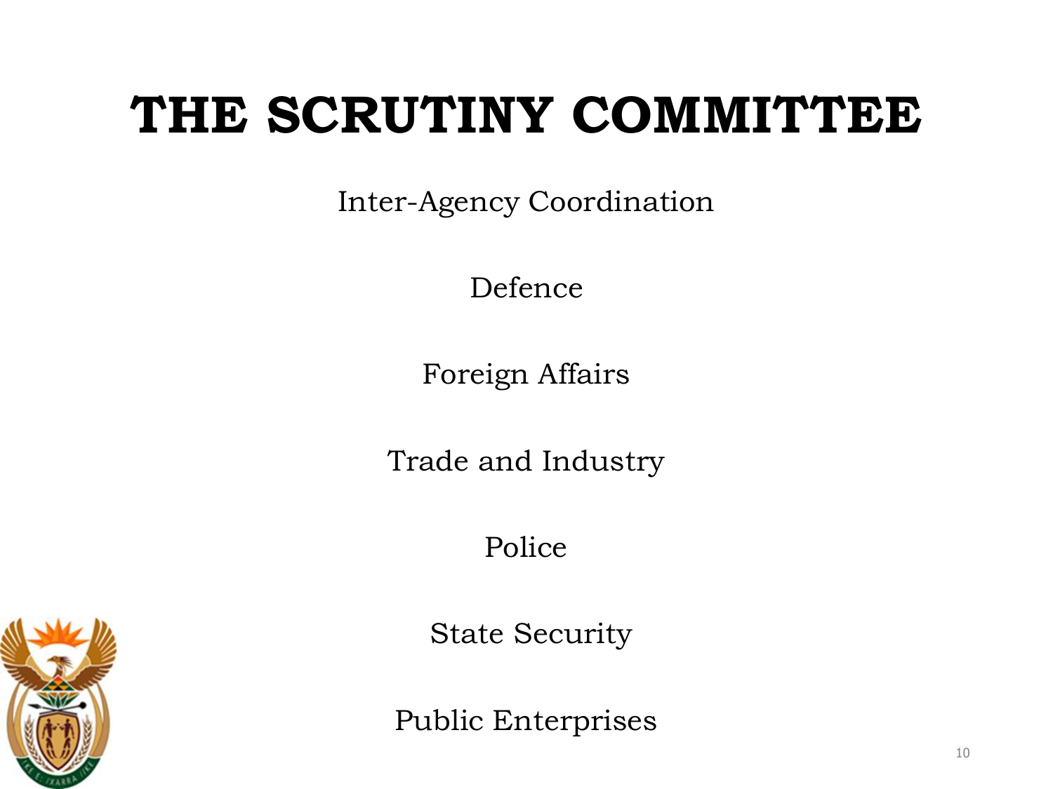# THE SCRUTINY COMMITTEE

Inter-Agency Coordination

Defence

Foreign Affairs

Trade and Industry

Police

State Security

Public Enterprises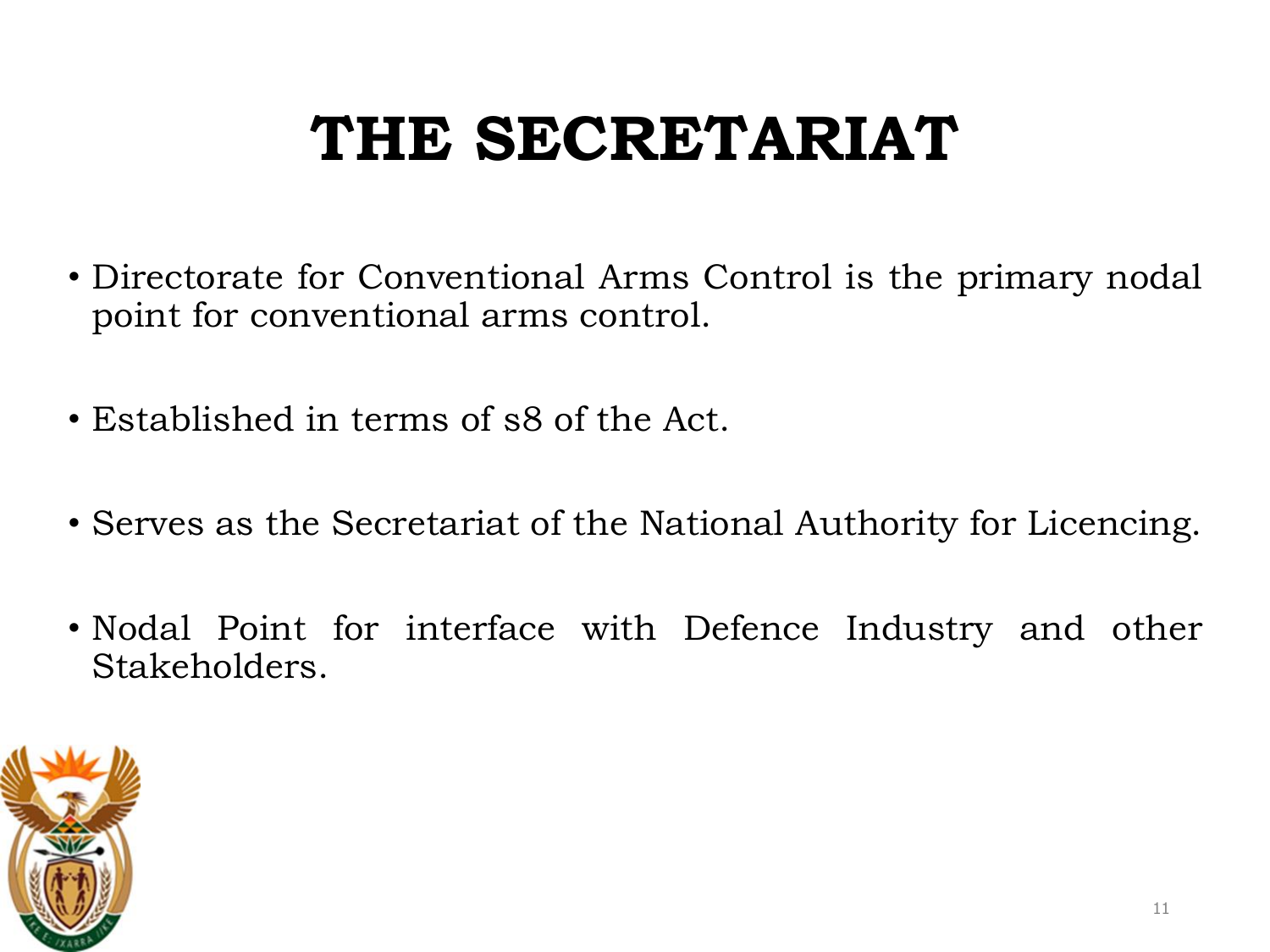# THE SECRETARIAT

- Directorate for Conventional Arms Control is the primary nodal point for conventional arms control.
- Established in terms of s8 of the Act.
- Serves as the Secretariat of the National Authority for Licencing.
- Nodal Point for interface with Defence Industry and other Stakeholders.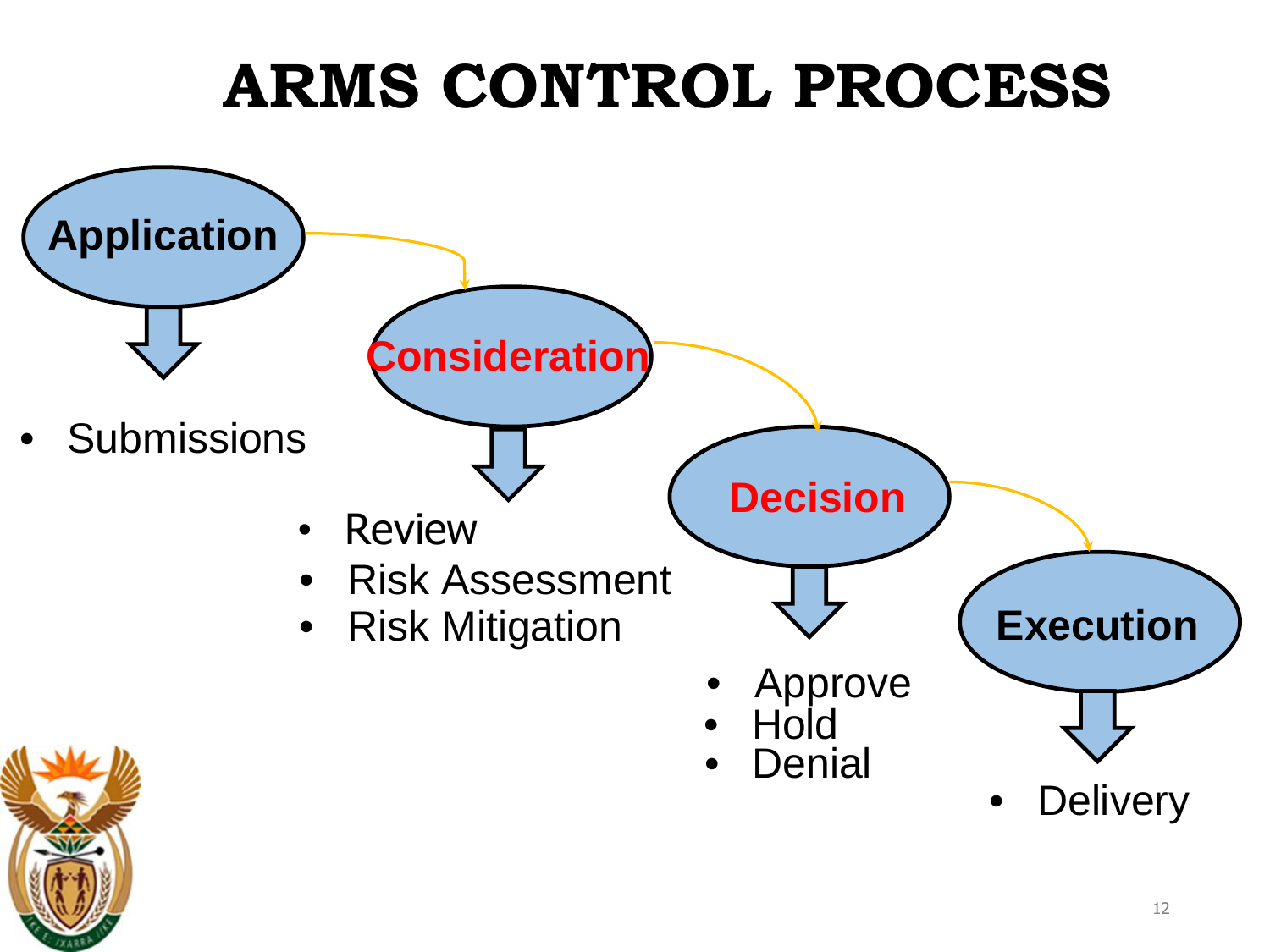# ARMS CONTROL PROCESS

**Application**

- Submissions

**Consideration**

- Review
- Risk Assessment
- Risk Mitigation

**Decision**

- Approve
- Hold
- Denial

**Execution**

- Delivery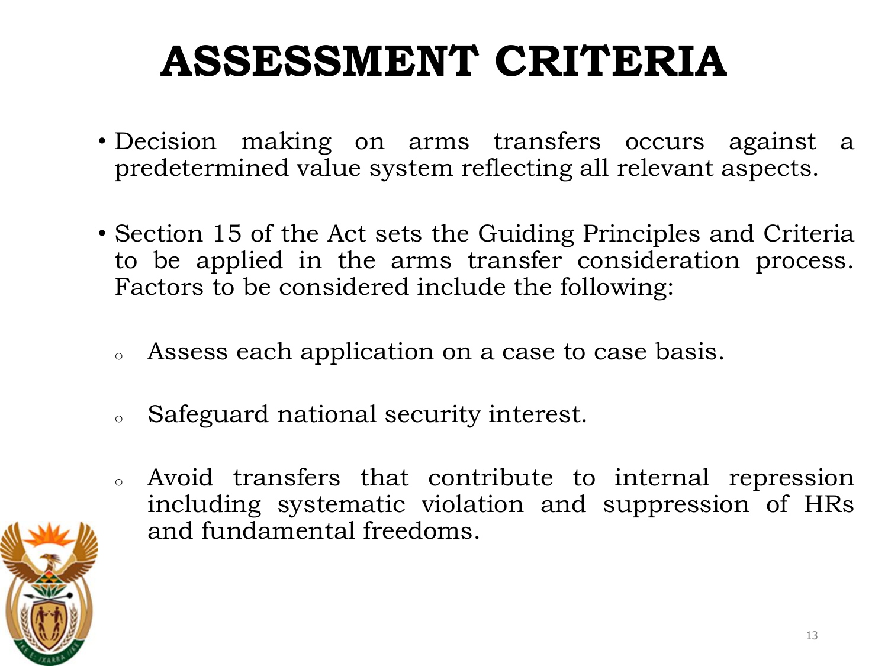# ASSESSMENT CRITERIA

- Decision making on arms transfers occurs against a predetermined value system reflecting all relevant aspects.

- Section 15 of the Act sets the Guiding Principles and Criteria to be applied in the arms transfer consideration process. Factors to be considered include the following:

  - Assess each application on a case to case basis.

  - Safeguard national security interest.

  - Avoid transfers that contribute to internal repression including systematic violation and suppression of HRs and fundamental freedoms.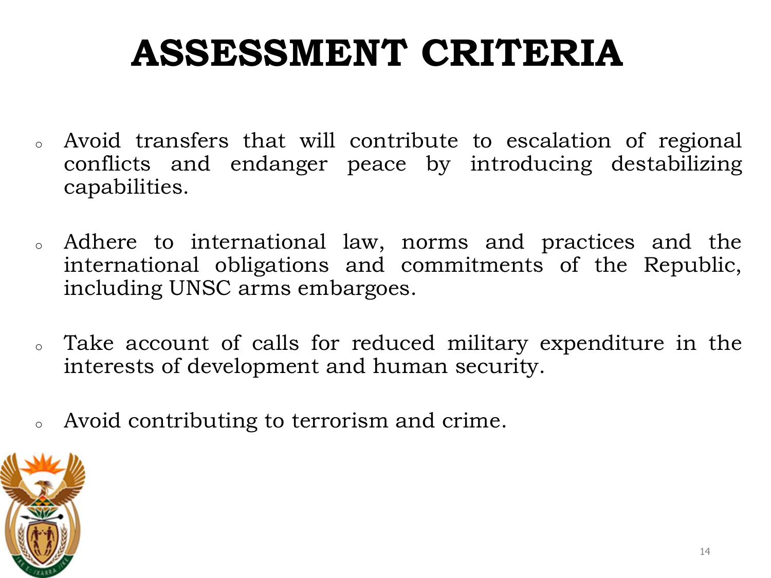# ASSESSMENT CRITERIA

- Avoid transfers that will contribute to escalation of regional conflicts and endanger peace by introducing destabilizing capabilities.
- Adhere to international law, norms and practices and the international obligations and commitments of the Republic, including UNSC arms embargoes.
- Take account of calls for reduced military expenditure in the interests of development and human security.
- Avoid contributing to terrorism and crime.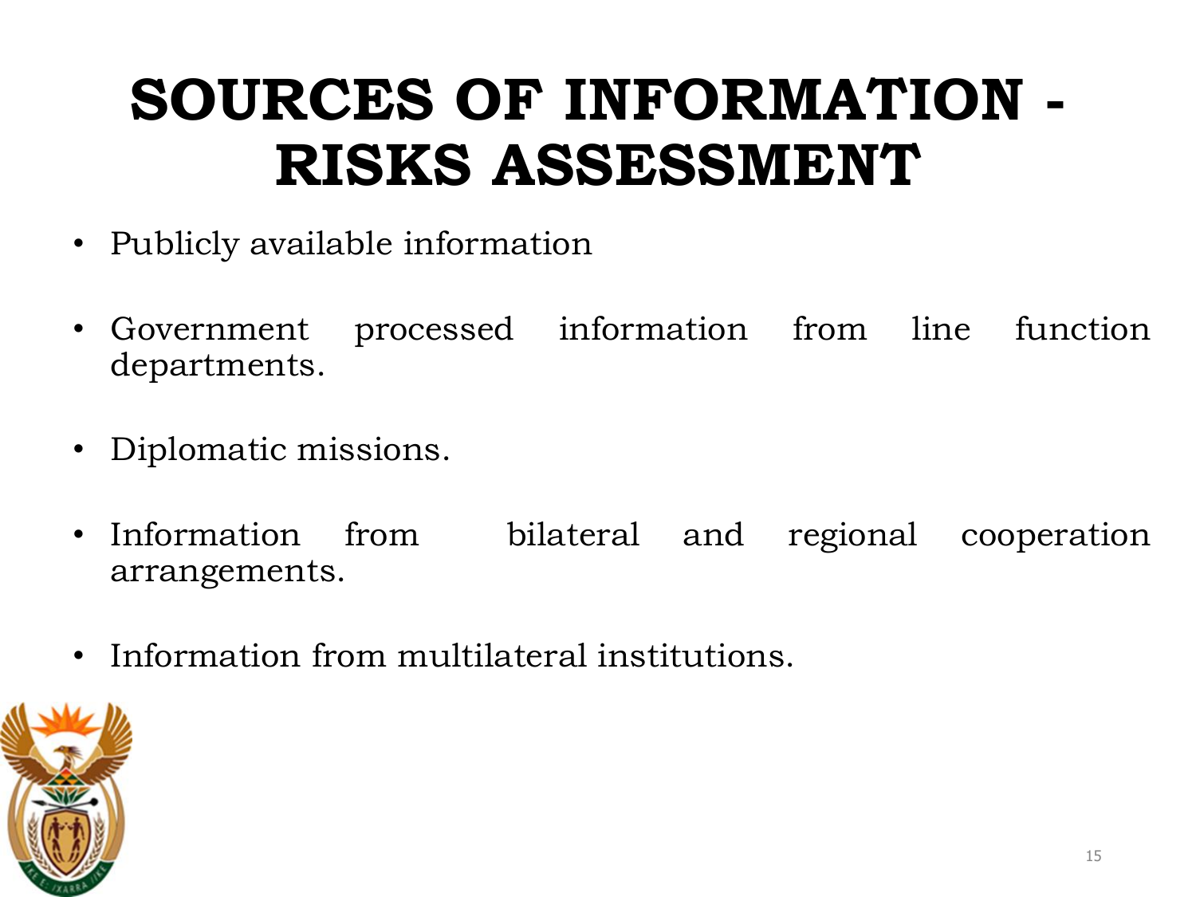# SOURCES OF INFORMATION - RISKS ASSESSMENT

- Publicly available information
- Government processed information from line function departments.
- Diplomatic missions.
- Information from bilateral and regional cooperation arrangements.
- Information from multilateral institutions.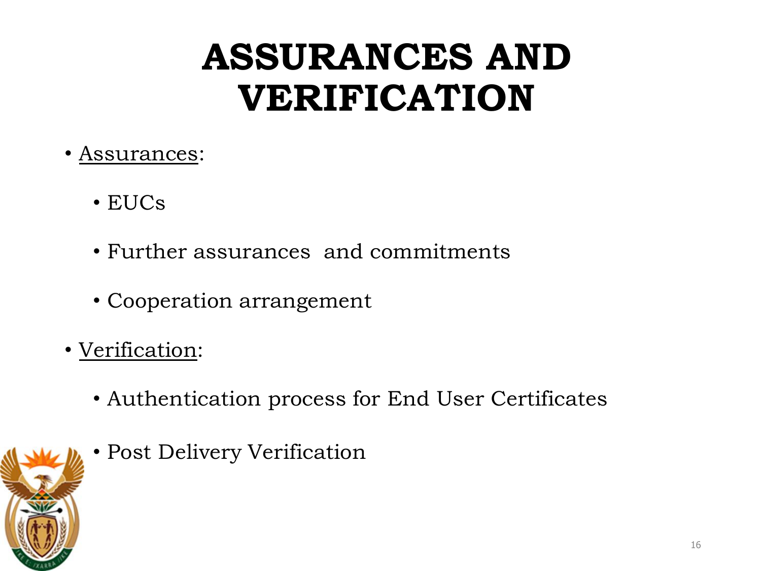# ASSURANCES AND VERIFICATION

- Assurances:
  - EUCs
  - Further assurances and commitments
  - Cooperation arrangement
- Verification:
  - Authentication process for End User Certificates
  - Post Delivery Verification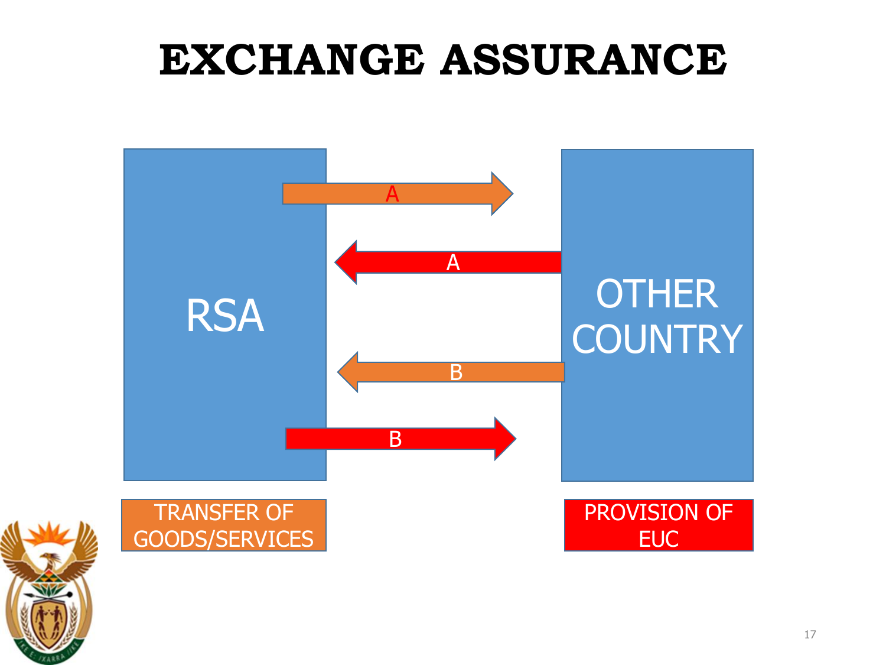# EXCHANGE ASSURANCE

RSA

OTHER COUNTRY

A

A

B

B

TRANSFER OF GOODS/SERVICES

PROVISION OF EUC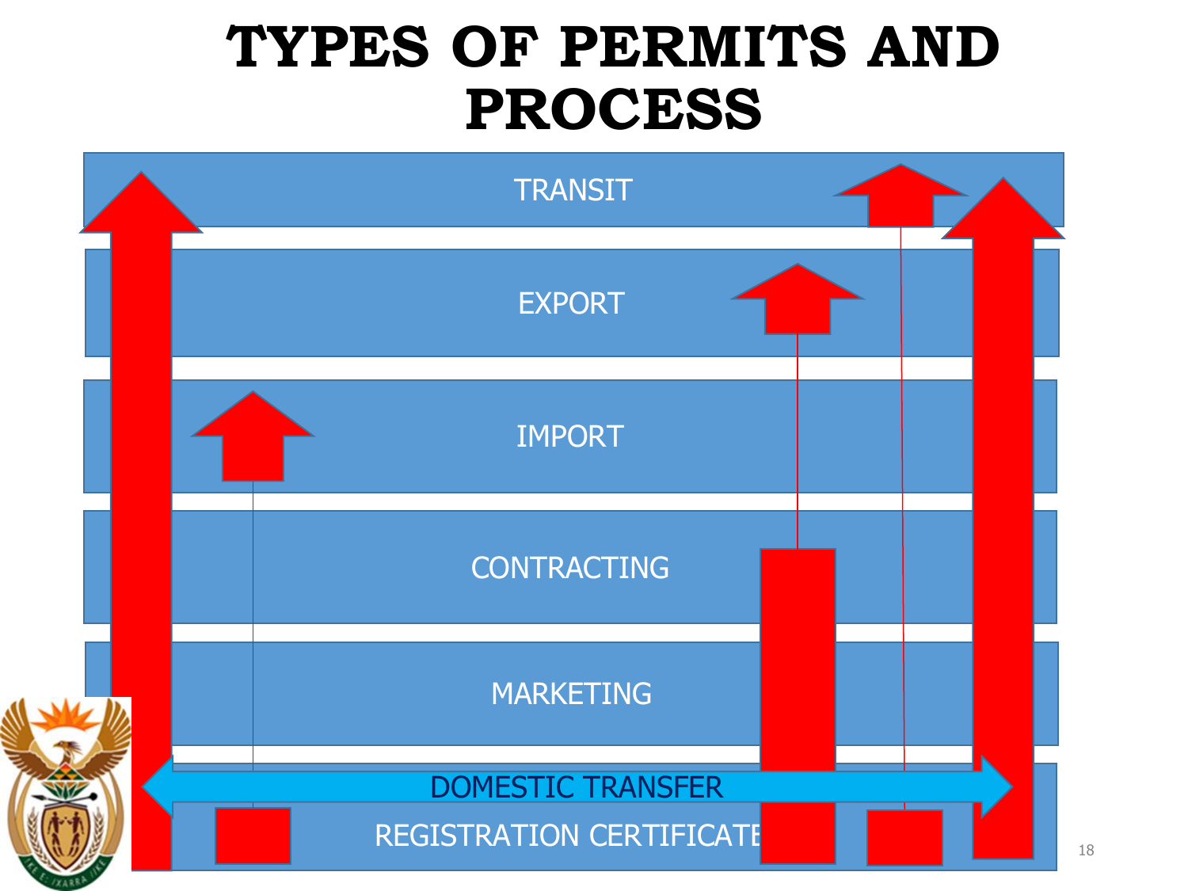# TYPES OF PERMITS AND PROCESS

TRANSIT

EXPORT

IMPORT

CONTRACTING

MARKETING

DOMESTIC TRANSFER

REGISTRATION CERTIFICATE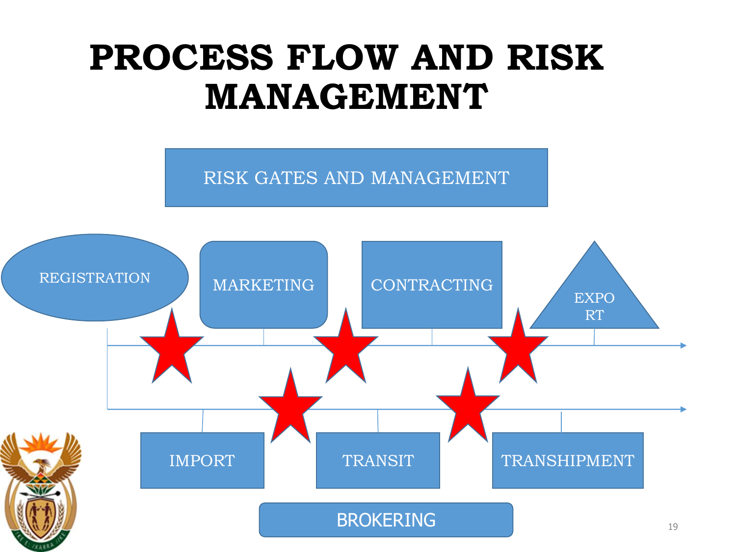# PROCESS FLOW AND RISK MANAGEMENT

RISK GATES AND MANAGEMENT

REGISTRATION

MARKETING

CONTRACTING

EXPO
RT

IMPORT

TRANSIT

TRANSHIPMENT

BROKERING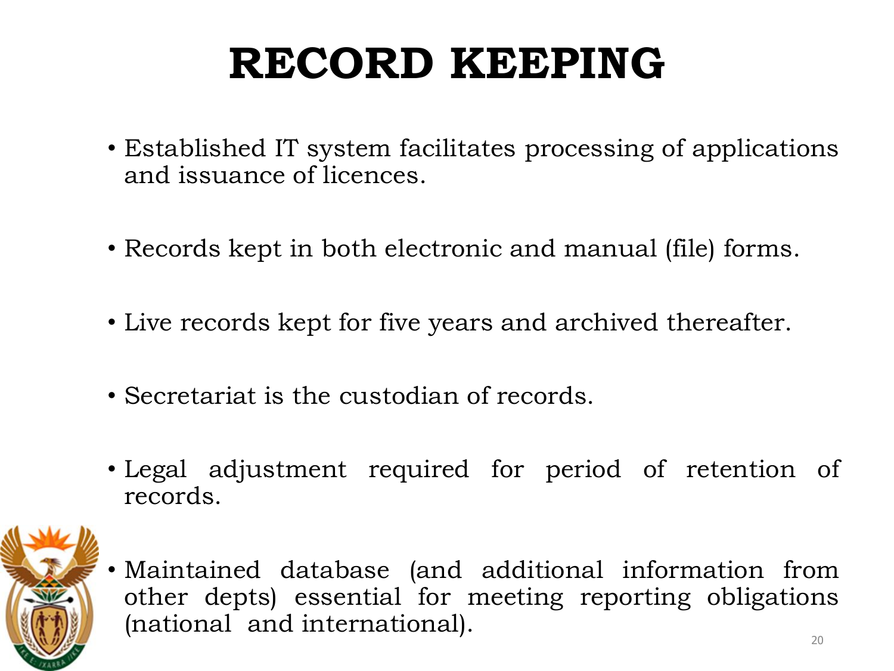# RECORD KEEPING

- Established IT system facilitates processing of applications and issuance of licences.
- Records kept in both electronic and manual (file) forms.
- Live records kept for five years and archived thereafter.
- Secretariat is the custodian of records.
- Legal adjustment required for period of retention of records.
- Maintained database (and additional information from other depts) essential for meeting reporting obligations (national and international).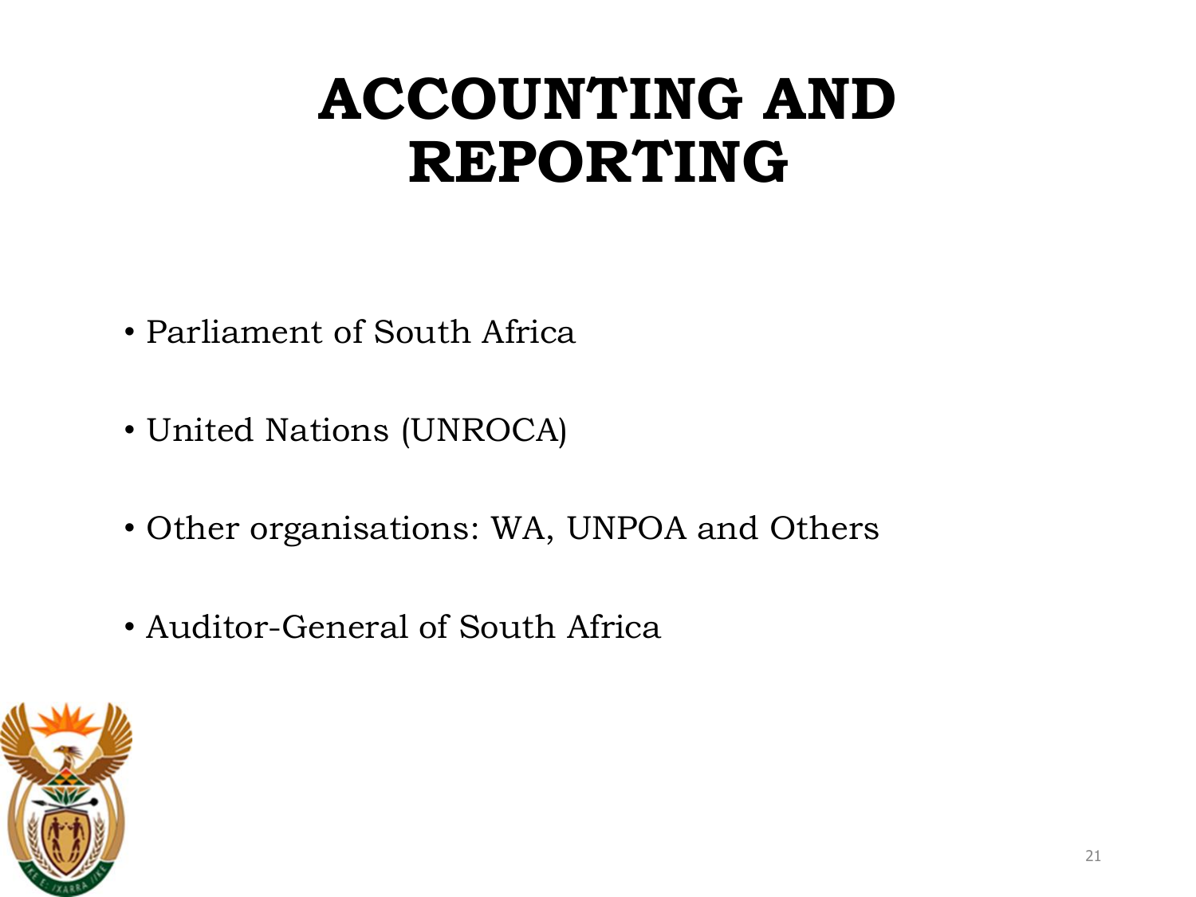# ACCOUNTING AND REPORTING

- Parliament of South Africa
- United Nations (UNROCA)
- Other organisations: WA, UNPOA and Others
- Auditor-General of South Africa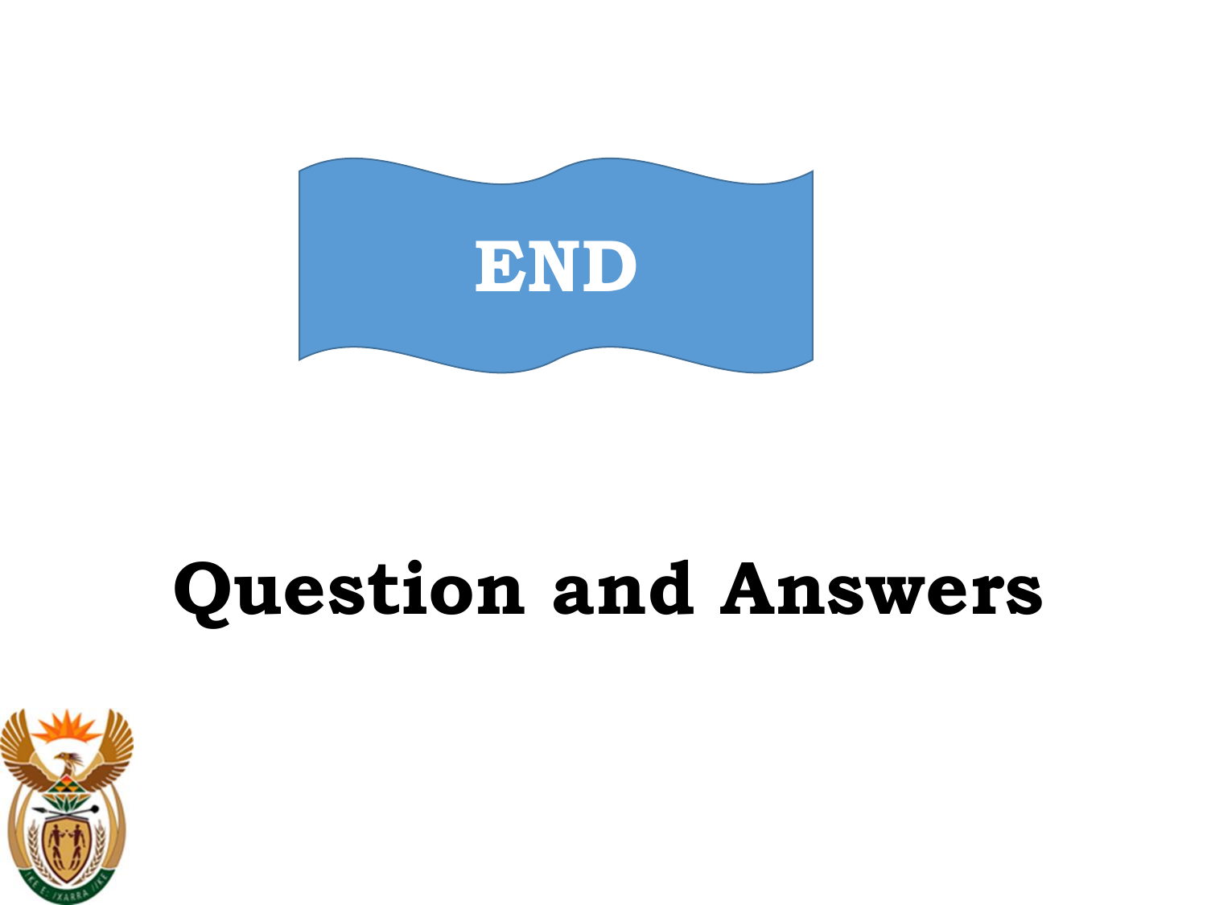**END**

# Question and Answers